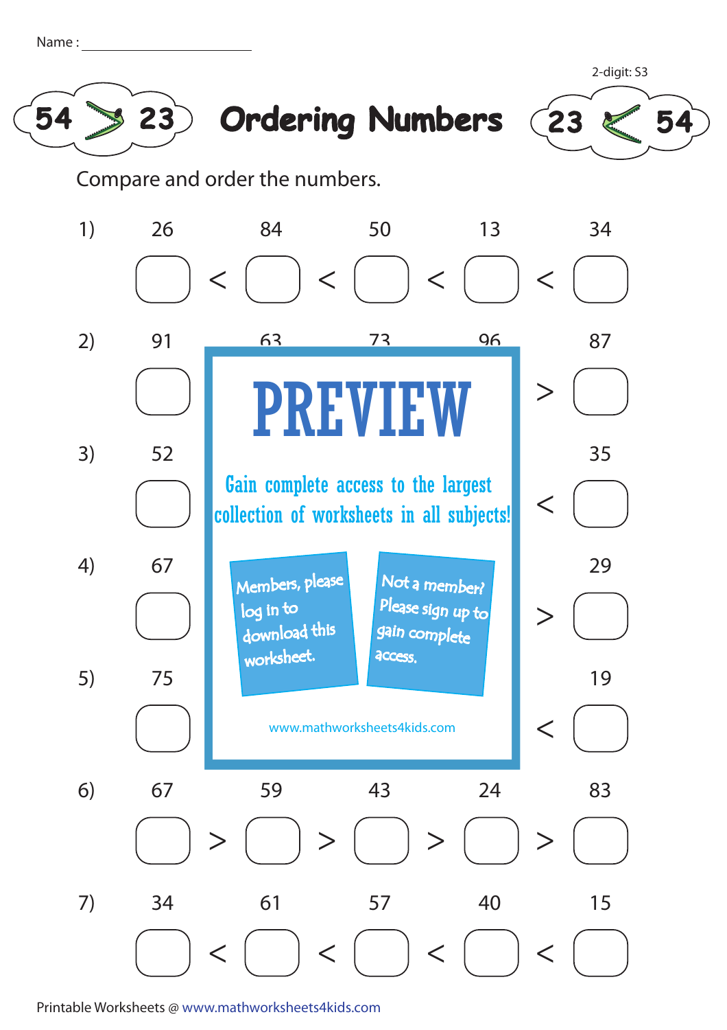Name : ______________________

2-digit: S3

# Ordering Numbers

54 > 23 &nbsp;&nbsp;&nbsp;&nbsp; 23 < 54

Compare and order the numbers.

1) 26 &nbsp; 84 &nbsp; 50 &nbsp; 13 &nbsp; 34

☐ < ☐ < ☐ < ☐ < ☐

2) 91 &nbsp; 63 &nbsp; 73 &nbsp; 96 &nbsp; 87

☐ ... > ☐

3) 52 ... 35

☐ ... < ☐

4) 67 ... 29

☐ ... > ☐

5) 75 ... 19

☐ ... < ☐

**PREVIEW**

Gain complete access to the largest collection of worksheets in all subjects!

Members, please log in to download this worksheet.

Not a member? Please sign up to gain complete access.

www.mathworksheets4kids.com

6) 67 &nbsp; 59 &nbsp; 43 &nbsp; 24 &nbsp; 83

☐ > ☐ > ☐ > ☐ > ☐

7) 34 &nbsp; 61 &nbsp; 57 &nbsp; 40 &nbsp; 15

☐ < ☐ < ☐ < ☐ < ☐

Printable Worksheets @ www.mathworksheets4kids.com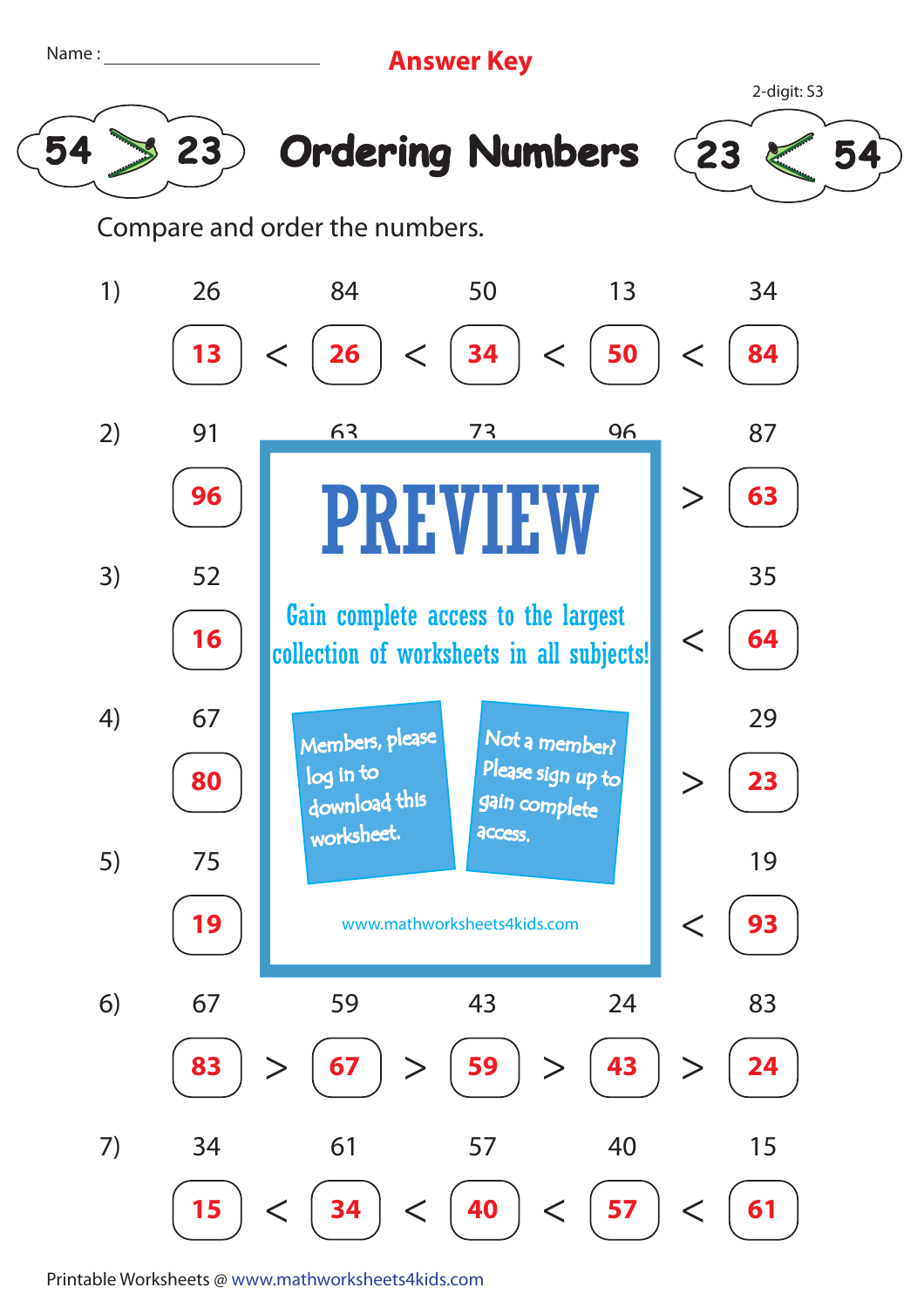Name : ____________________

**Answer Key**

2-digit: S3

54 > 23

# Ordering Numbers

23 < 54

Compare and order the numbers.

1) 26 84 50 13 34

**13** < **26** < **34** < **50** < **84**

2) 91 63 73 96 87

**96** > **63**

3) 52 35

**16** < **64**

4) 67 29

**80** > **23**

5) 75 19

**19** < **93**

PREVIEW

Gain complete access to the largest collection of worksheets in all subjects!

Members, please log in to download this worksheet.

Not a member? Please sign up to gain complete access.

www.mathworksheets4kids.com

6) 67 59 43 24 83

**83** > **67** > **59** > **43** > **24**

7) 34 61 57 40 15

**15** < **34** < **40** < **57** < **61**

Printable Worksheets @ www.mathworksheets4kids.com